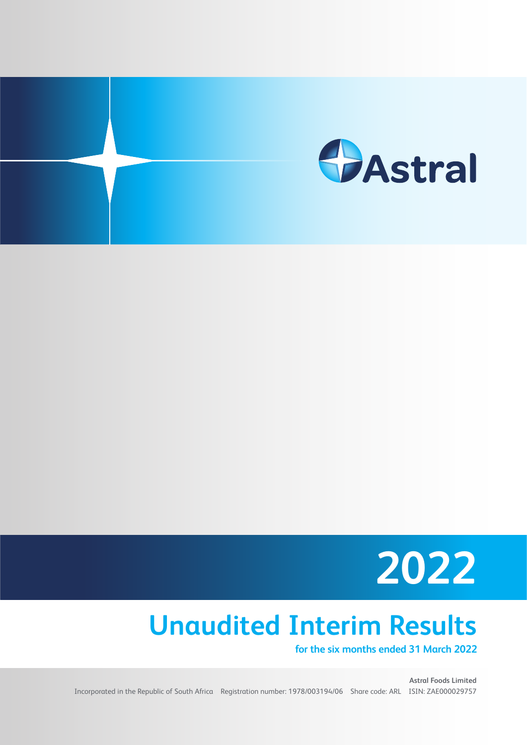Astral

# 2022

## Unaudited Interim Results

**for the six months ended 31 March 2022**

**Astral Foods Limited**

Incorporated in the Republic of South Africa Registration number: 1978/003194/06 Share code: ARL ISIN: ZAE000029757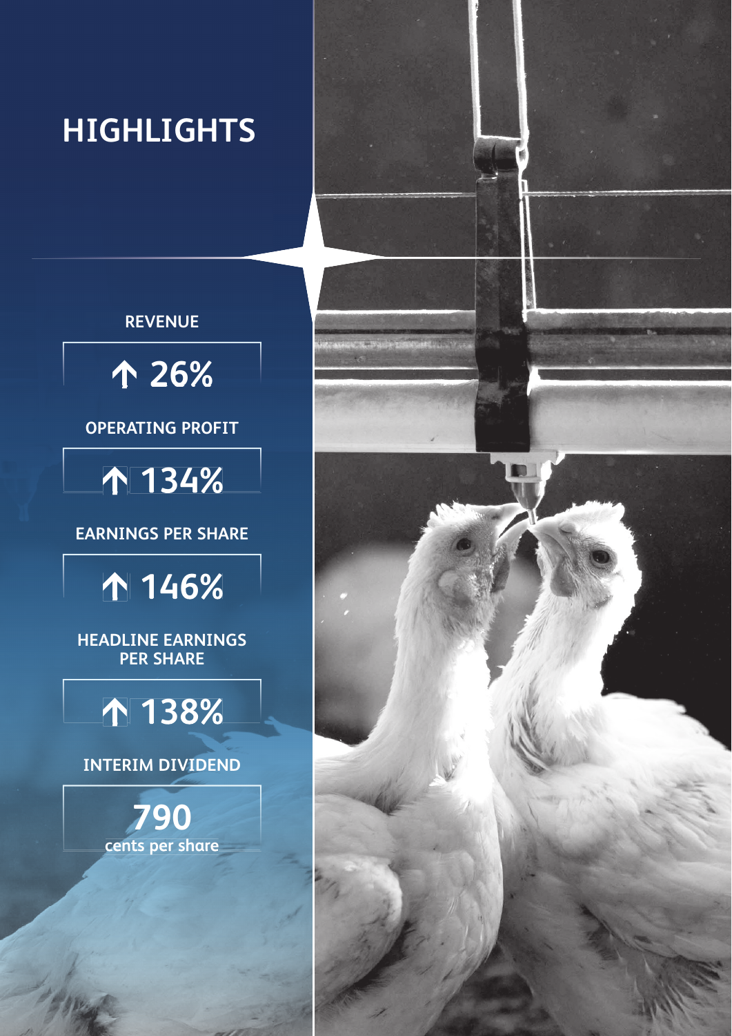# HIGHLIGHTS

**REVENUE**

**↑ 26%**

**OPERATING PROFIT**

**↑ 134%**

**EARNINGS PER SHARE**

**↑ 146%**

**HEADLINE EARNINGS PER SHARE**

**↑ 138%**

**INTERIM DIVIDEND**

**790**
cents per share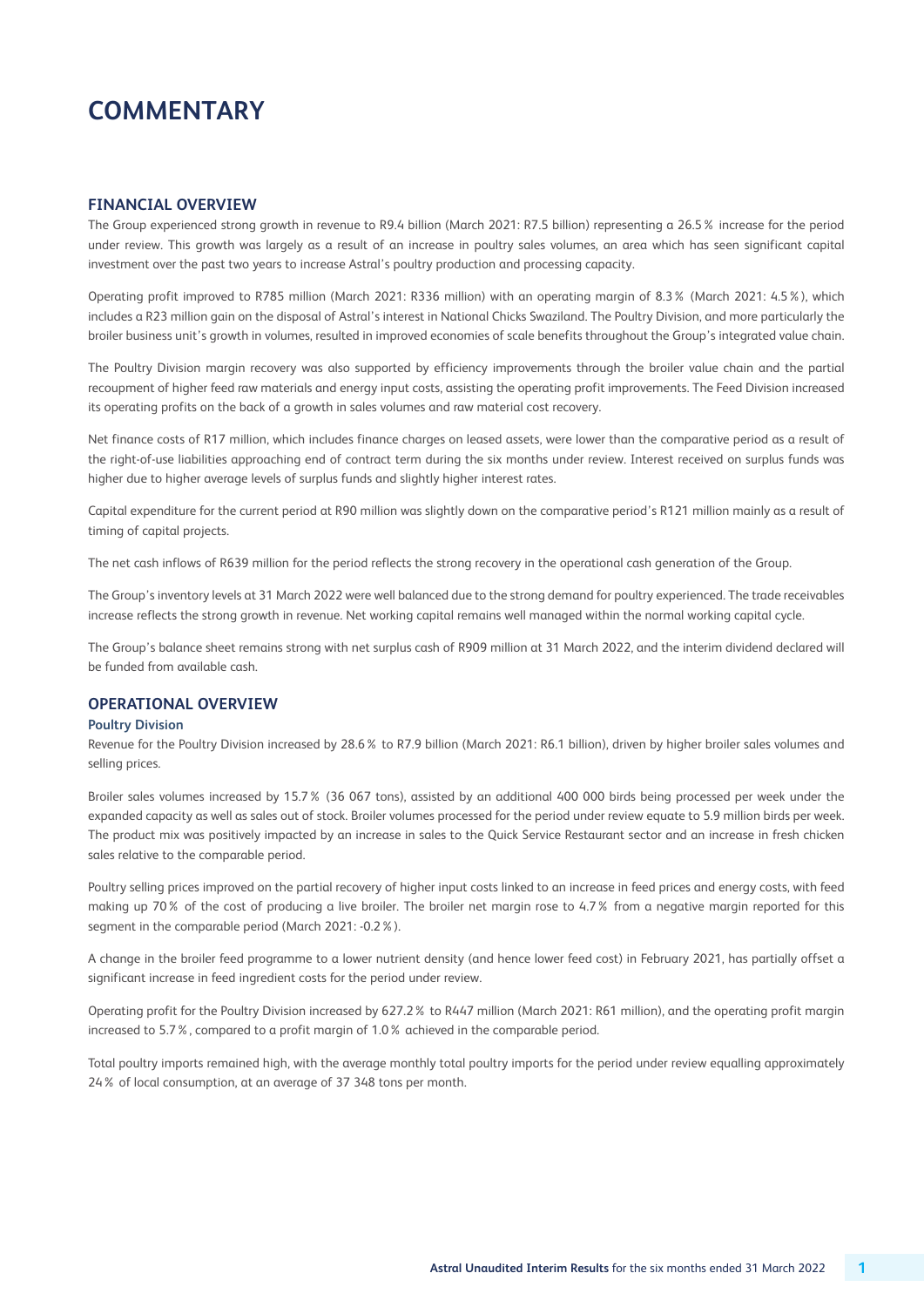# COMMENTARY

## FINANCIAL OVERVIEW

The Group experienced strong growth in revenue to R9.4 billion (March 2021: R7.5 billion) representing a 26.5% increase for the period under review. This growth was largely as a result of an increase in poultry sales volumes, an area which has seen significant capital investment over the past two years to increase Astral's poultry production and processing capacity.

Operating profit improved to R785 million (March 2021: R336 million) with an operating margin of 8.3% (March 2021: 4.5%), which includes a R23 million gain on the disposal of Astral's interest in National Chicks Swaziland. The Poultry Division, and more particularly the broiler business unit's growth in volumes, resulted in improved economies of scale benefits throughout the Group's integrated value chain.

The Poultry Division margin recovery was also supported by efficiency improvements through the broiler value chain and the partial recoupment of higher feed raw materials and energy input costs, assisting the operating profit improvements. The Feed Division increased its operating profits on the back of a growth in sales volumes and raw material cost recovery.

Net finance costs of R17 million, which includes finance charges on leased assets, were lower than the comparative period as a result of the right-of-use liabilities approaching end of contract term during the six months under review. Interest received on surplus funds was higher due to higher average levels of surplus funds and slightly higher interest rates.

Capital expenditure for the current period at R90 million was slightly down on the comparative period's R121 million mainly as a result of timing of capital projects.

The net cash inflows of R639 million for the period reflects the strong recovery in the operational cash generation of the Group.

The Group's inventory levels at 31 March 2022 were well balanced due to the strong demand for poultry experienced. The trade receivables increase reflects the strong growth in revenue. Net working capital remains well managed within the normal working capital cycle.

The Group's balance sheet remains strong with net surplus cash of R909 million at 31 March 2022, and the interim dividend declared will be funded from available cash.

## OPERATIONAL OVERVIEW

### Poultry Division

Revenue for the Poultry Division increased by 28.6% to R7.9 billion (March 2021: R6.1 billion), driven by higher broiler sales volumes and selling prices.

Broiler sales volumes increased by 15.7% (36 067 tons), assisted by an additional 400 000 birds being processed per week under the expanded capacity as well as sales out of stock. Broiler volumes processed for the period under review equate to 5.9 million birds per week. The product mix was positively impacted by an increase in sales to the Quick Service Restaurant sector and an increase in fresh chicken sales relative to the comparable period.

Poultry selling prices improved on the partial recovery of higher input costs linked to an increase in feed prices and energy costs, with feed making up 70% of the cost of producing a live broiler. The broiler net margin rose to 4.7% from a negative margin reported for this segment in the comparable period (March 2021: -0.2%).

A change in the broiler feed programme to a lower nutrient density (and hence lower feed cost) in February 2021, has partially offset a significant increase in feed ingredient costs for the period under review.

Operating profit for the Poultry Division increased by 627.2% to R447 million (March 2021: R61 million), and the operating profit margin increased to 5.7%, compared to a profit margin of 1.0% achieved in the comparable period.

Total poultry imports remained high, with the average monthly total poultry imports for the period under review equalling approximately 24% of local consumption, at an average of 37 348 tons per month.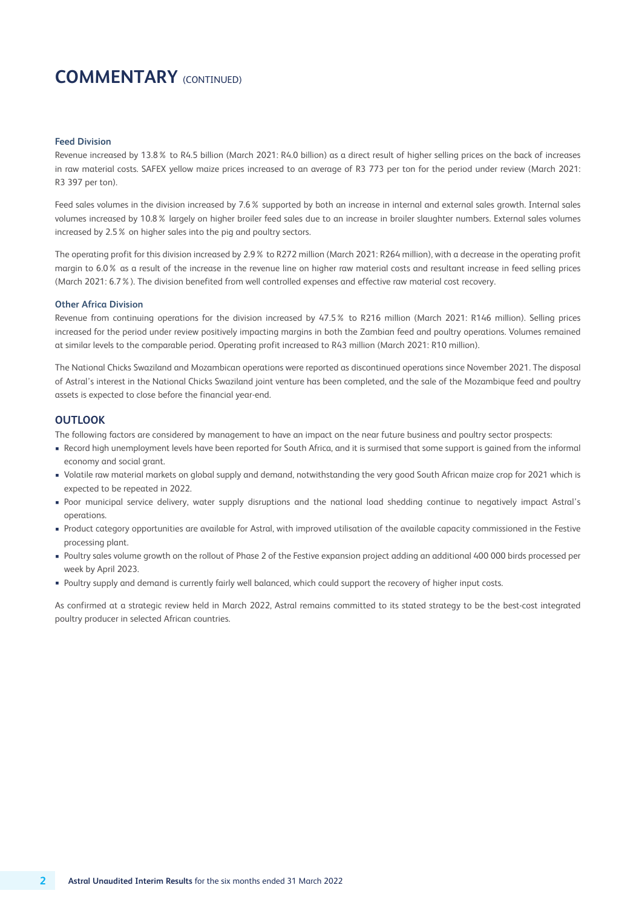# COMMENTARY (CONTINUED)

### Feed Division

Revenue increased by 13.8 % to R4.5 billion (March 2021: R4.0 billion) as a direct result of higher selling prices on the back of increases in raw material costs. SAFEX yellow maize prices increased to an average of R3 773 per ton for the period under review (March 2021: R3 397 per ton).

Feed sales volumes in the division increased by 7.6 % supported by both an increase in internal and external sales growth. Internal sales volumes increased by 10.8 % largely on higher broiler feed sales due to an increase in broiler slaughter numbers. External sales volumes increased by 2.5 % on higher sales into the pig and poultry sectors.

The operating profit for this division increased by 2.9 % to R272 million (March 2021: R264 million), with a decrease in the operating profit margin to 6.0 % as a result of the increase in the revenue line on higher raw material costs and resultant increase in feed selling prices (March 2021: 6.7 %). The division benefited from well controlled expenses and effective raw material cost recovery.

### Other Africa Division

Revenue from continuing operations for the division increased by 47.5 % to R216 million (March 2021: R146 million). Selling prices increased for the period under review positively impacting margins in both the Zambian feed and poultry operations. Volumes remained at similar levels to the comparable period. Operating profit increased to R43 million (March 2021: R10 million).

The National Chicks Swaziland and Mozambican operations were reported as discontinued operations since November 2021. The disposal of Astral's interest in the National Chicks Swaziland joint venture has been completed, and the sale of the Mozambique feed and poultry assets is expected to close before the financial year-end.

## OUTLOOK

The following factors are considered by management to have an impact on the near future business and poultry sector prospects:

- Record high unemployment levels have been reported for South Africa, and it is surmised that some support is gained from the informal economy and social grant.
- Volatile raw material markets on global supply and demand, notwithstanding the very good South African maize crop for 2021 which is expected to be repeated in 2022.
- Poor municipal service delivery, water supply disruptions and the national load shedding continue to negatively impact Astral's operations.
- Product category opportunities are available for Astral, with improved utilisation of the available capacity commissioned in the Festive processing plant.
- Poultry sales volume growth on the rollout of Phase 2 of the Festive expansion project adding an additional 400 000 birds processed per week by April 2023.
- Poultry supply and demand is currently fairly well balanced, which could support the recovery of higher input costs.

As confirmed at a strategic review held in March 2022, Astral remains committed to its stated strategy to be the best-cost integrated poultry producer in selected African countries.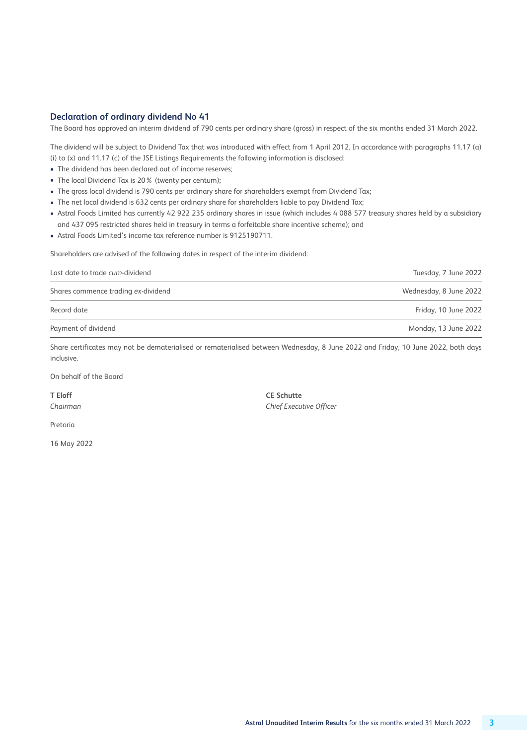## Declaration of ordinary dividend No 41

The Board has approved an interim dividend of 790 cents per ordinary share (gross) in respect of the six months ended 31 March 2022.

The dividend will be subject to Dividend Tax that was introduced with effect from 1 April 2012. In accordance with paragraphs 11.17 (a) (i) to (x) and 11.17 (c) of the JSE Listings Requirements the following information is disclosed:

- The dividend has been declared out of income reserves;
- The local Dividend Tax is 20% (twenty per centum);
- The gross local dividend is 790 cents per ordinary share for shareholders exempt from Dividend Tax;
- The net local dividend is 632 cents per ordinary share for shareholders liable to pay Dividend Tax;
- Astral Foods Limited has currently 42 922 235 ordinary shares in issue (which includes 4 088 577 treasury shares held by a subsidiary and 437 095 restricted shares held in treasury in terms a forfeitable share incentive scheme); and
- Astral Foods Limited's income tax reference number is 9125190711.

Shareholders are advised of the following dates in respect of the interim dividend:

| | |
|---|---|
| Last date to trade *cum*-dividend | Tuesday, 7 June 2022 |
| Shares commence trading *ex*-dividend | Wednesday, 8 June 2022 |
| Record date | Friday, 10 June 2022 |
| Payment of dividend | Monday, 13 June 2022 |

Share certificates may not be dematerialised or rematerialised between Wednesday, 8 June 2022 and Friday, 10 June 2022, both days inclusive.

On behalf of the Board

**T Eloff**
*Chairman*

**CE Schutte**
*Chief Executive Officer*

Pretoria

16 May 2022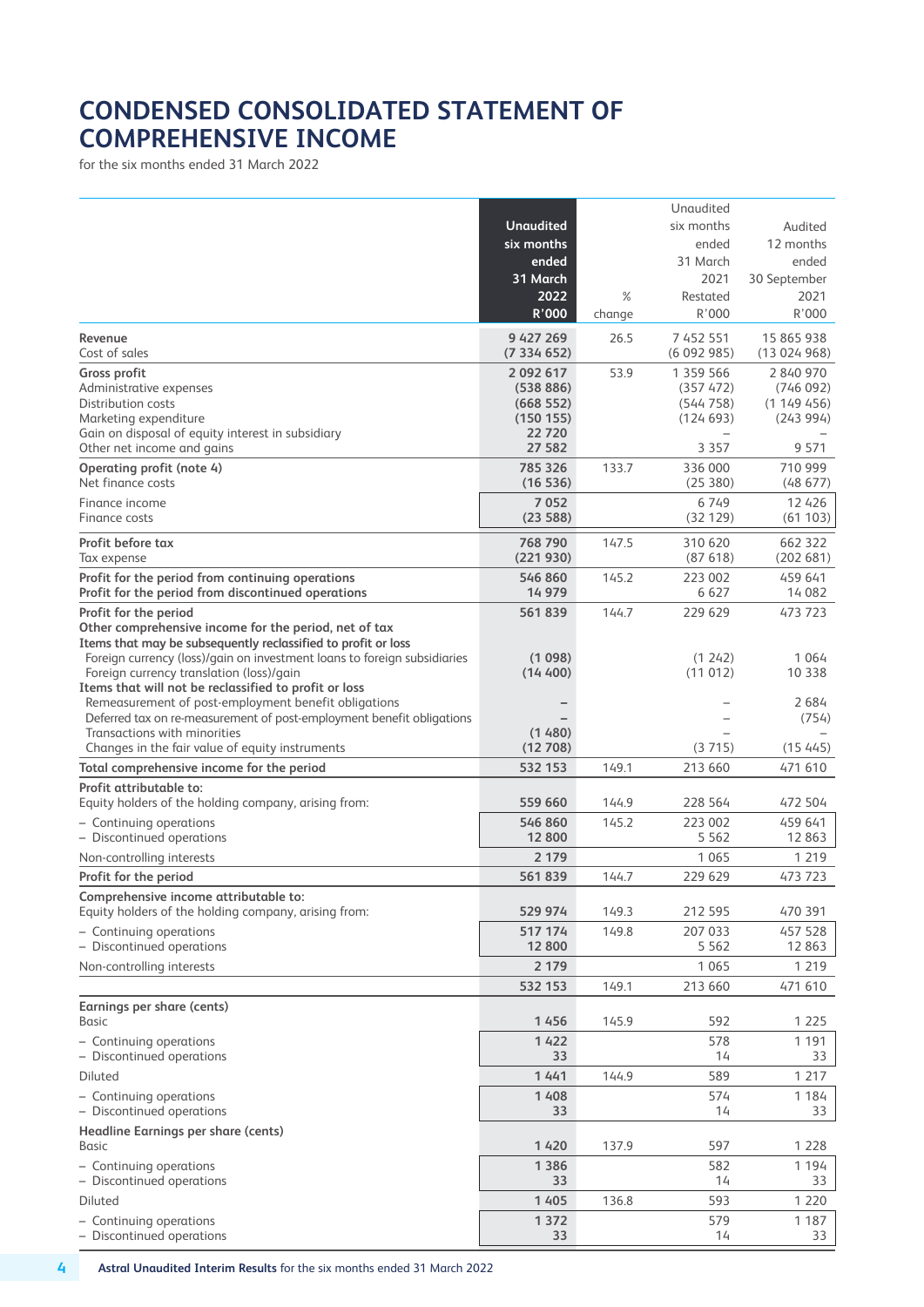# CONDENSED CONSOLIDATED STATEMENT OF COMPREHENSIVE INCOME

for the six months ended 31 March 2022

| | **Unaudited six months ended 31 March 2022 R'000** | % change | Unaudited six months ended 31 March 2021 Restated R'000 | Audited 12 months ended 30 September 2021 R'000 |
|---|---|---|---|---|
| **Revenue** | **9 427 269** | 26.5 | 7 452 551 | 15 865 938 |
| Cost of sales | **(7 334 652)** | | (6 092 985) | (13 024 968) |
| **Gross profit** | **2 092 617** | 53.9 | 1 359 566 | 2 840 970 |
| Administrative expenses | **(538 886)** | | (357 472) | (746 092) |
| Distribution costs | **(668 552)** | | (544 758) | (1 149 456) |
| Marketing expenditure | **(150 155)** | | (124 693) | (243 994) |
| Gain on disposal of equity interest in subsidiary | **22 720** | | – | – |
| Other net income and gains | **27 582** | | 3 357 | 9 571 |
| **Operating profit (note 4)** | **785 326** | 133.7 | 336 000 | 710 999 |
| Net finance costs | **(16 536)** | | (25 380) | (48 677) |
| Finance income | **7 052** | | 6 749 | 12 426 |
| Finance costs | **(23 588)** | | (32 129) | (61 103) |
| **Profit before tax** | **768 790** | 147.5 | 310 620 | 662 322 |
| Tax expense | **(221 930)** | | (87 618) | (202 681) |
| **Profit for the period from continuing operations** | **546 860** | 145.2 | 223 002 | 459 641 |
| **Profit for the period from discontinued operations** | **14 979** | | 6 627 | 14 082 |
| **Profit for the period** | **561 839** | 144.7 | 229 629 | 473 723 |
| **Other comprehensive income for the period, net of tax** | | | | |
| **Items that may be subsequently reclassified to profit or loss** | | | | |
| Foreign currency (loss)/gain on investment loans to foreign subsidiaries | **(1 098)** | | (1 242) | 1 064 |
| Foreign currency translation (loss)/gain | **(14 400)** | | (11 012) | 10 338 |
| **Items that will not be reclassified to profit or loss** | | | | |
| Remeasurement of post-employment benefit obligations | **–** | | – | 2 684 |
| Deferred tax on re-measurement of post-employment benefit obligations | **–** | | – | (754) |
| Transactions with minorities | **(1 480)** | | – | – |
| Changes in the fair value of equity instruments | **(12 708)** | | (3 715) | (15 445) |
| **Total comprehensive income for the period** | **532 153** | 149.1 | 213 660 | 471 610 |
| **Profit attributable to:** | | | | |
| Equity holders of the holding company, arising from: | **559 660** | 144.9 | 228 564 | 472 504 |
| – Continuing operations | **546 860** | 145.2 | 223 002 | 459 641 |
| – Discontinued operations | **12 800** | | 5 562 | 12 863 |
| Non-controlling interests | **2 179** | | 1 065 | 1 219 |
| **Profit for the period** | **561 839** | 144.7 | 229 629 | 473 723 |
| **Comprehensive income attributable to:** | | | | |
| Equity holders of the holding company, arising from: | **529 974** | 149.3 | 212 595 | 470 391 |
| – Continuing operations | **517 174** | 149.8 | 207 033 | 457 528 |
| – Discontinued operations | **12 800** | | 5 562 | 12 863 |
| Non-controlling interests | **2 179** | | 1 065 | 1 219 |
| | **532 153** | 149.1 | 213 660 | 471 610 |
| **Earnings per share (cents)** | | | | |
| Basic | **1 456** | 145.9 | 592 | 1 225 |
| – Continuing operations | **1 422** | | 578 | 1 191 |
| – Discontinued operations | **33** | | 14 | 33 |
| Diluted | **1 441** | 144.9 | 589 | 1 217 |
| – Continuing operations | **1 408** | | 574 | 1 184 |
| – Discontinued operations | **33** | | 14 | 33 |
| **Headline Earnings per share (cents)** | | | | |
| Basic | **1 420** | 137.9 | 597 | 1 228 |
| – Continuing operations | **1 386** | | 582 | 1 194 |
| – Discontinued operations | **33** | | 14 | 33 |
| Diluted | **1 405** | 136.8 | 593 | 1 220 |
| – Continuing operations | **1 372** | | 579 | 1 187 |
| – Discontinued operations | **33** | | 14 | 33 |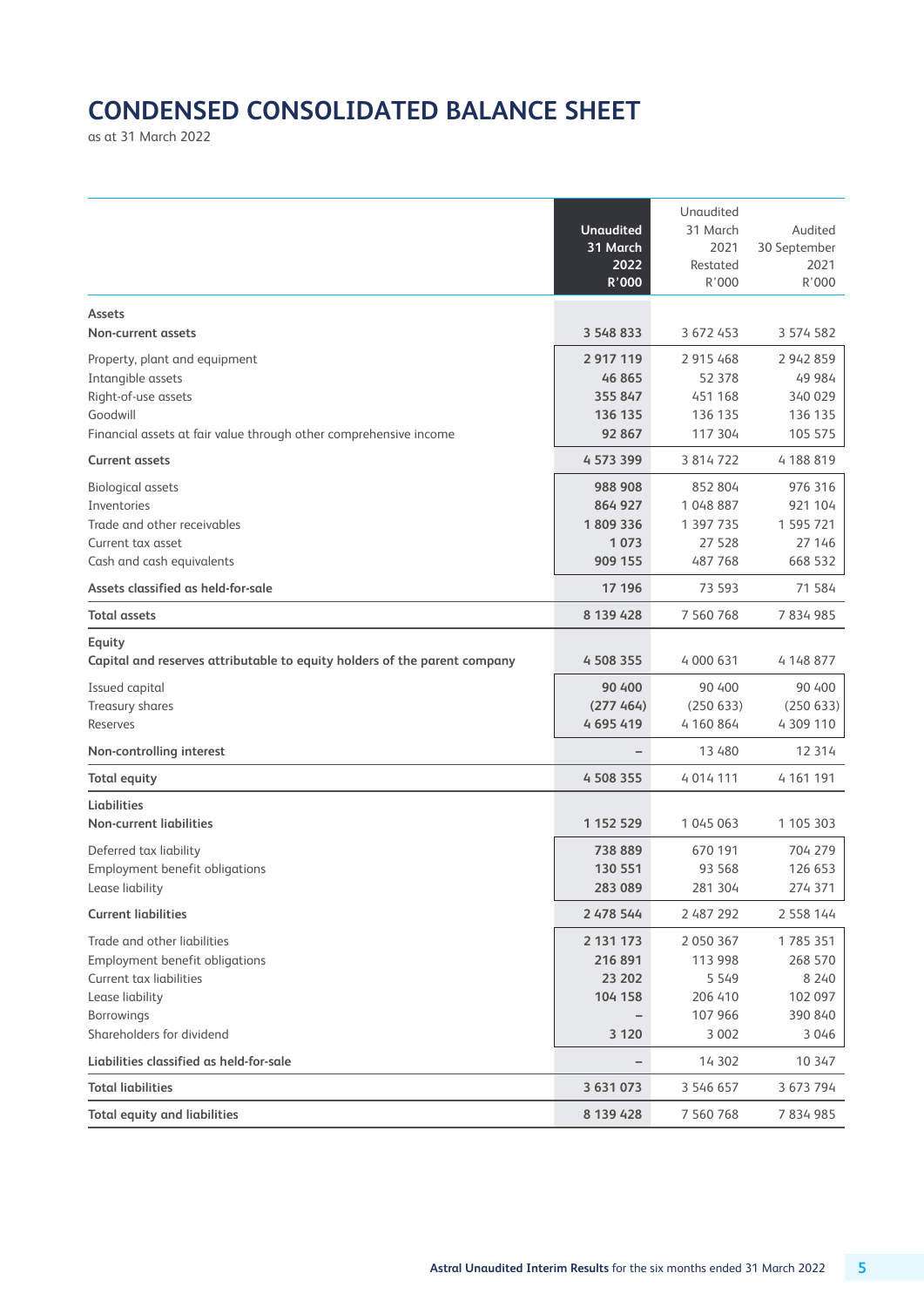# CONDENSED CONSOLIDATED BALANCE SHEET

as at 31 March 2022

| | Unaudited 31 March 2022 R'000 | Unaudited 31 March 2021 Restated R'000 | Audited 30 September 2021 R'000 |
|---|---|---|---|
| **Assets** | | | |
| **Non-current assets** | **3 548 833** | 3 672 453 | 3 574 582 |
| Property, plant and equipment | **2 917 119** | 2 915 468 | 2 942 859 |
| Intangible assets | **46 865** | 52 378 | 49 984 |
| Right-of-use assets | **355 847** | 451 168 | 340 029 |
| Goodwill | **136 135** | 136 135 | 136 135 |
| Financial assets at fair value through other comprehensive income | **92 867** | 117 304 | 105 575 |
| **Current assets** | **4 573 399** | 3 814 722 | 4 188 819 |
| Biological assets | **988 908** | 852 804 | 976 316 |
| Inventories | **864 927** | 1 048 887 | 921 104 |
| Trade and other receivables | **1 809 336** | 1 397 735 | 1 595 721 |
| Current tax asset | **1 073** | 27 528 | 27 146 |
| Cash and cash equivalents | **909 155** | 487 768 | 668 532 |
| **Assets classified as held-for-sale** | **17 196** | 73 593 | 71 584 |
| **Total assets** | **8 139 428** | 7 560 768 | 7 834 985 |
| **Equity** | | | |
| **Capital and reserves attributable to equity holders of the parent company** | **4 508 355** | 4 000 631 | 4 148 877 |
| Issued capital | **90 400** | 90 400 | 90 400 |
| Treasury shares | **(277 464)** | (250 633) | (250 633) |
| Reserves | **4 695 419** | 4 160 864 | 4 309 110 |
| **Non-controlling interest** | **–** | 13 480 | 12 314 |
| **Total equity** | **4 508 355** | 4 014 111 | 4 161 191 |
| **Liabilities** | | | |
| **Non-current liabilities** | **1 152 529** | 1 045 063 | 1 105 303 |
| Deferred tax liability | **738 889** | 670 191 | 704 279 |
| Employment benefit obligations | **130 551** | 93 568 | 126 653 |
| Lease liability | **283 089** | 281 304 | 274 371 |
| **Current liabilities** | **2 478 544** | 2 487 292 | 2 558 144 |
| Trade and other liabilities | **2 131 173** | 2 050 367 | 1 785 351 |
| Employment benefit obligations | **216 891** | 113 998 | 268 570 |
| Current tax liabilities | **23 202** | 5 549 | 8 240 |
| Lease liability | **104 158** | 206 410 | 102 097 |
| Borrowings | **–** | 107 966 | 390 840 |
| Shareholders for dividend | **3 120** | 3 002 | 3 046 |
| **Liabilities classified as held-for-sale** | **–** | 14 302 | 10 347 |
| **Total liabilities** | **3 631 073** | 3 546 657 | 3 673 794 |
| **Total equity and liabilities** | **8 139 428** | 7 560 768 | 7 834 985 |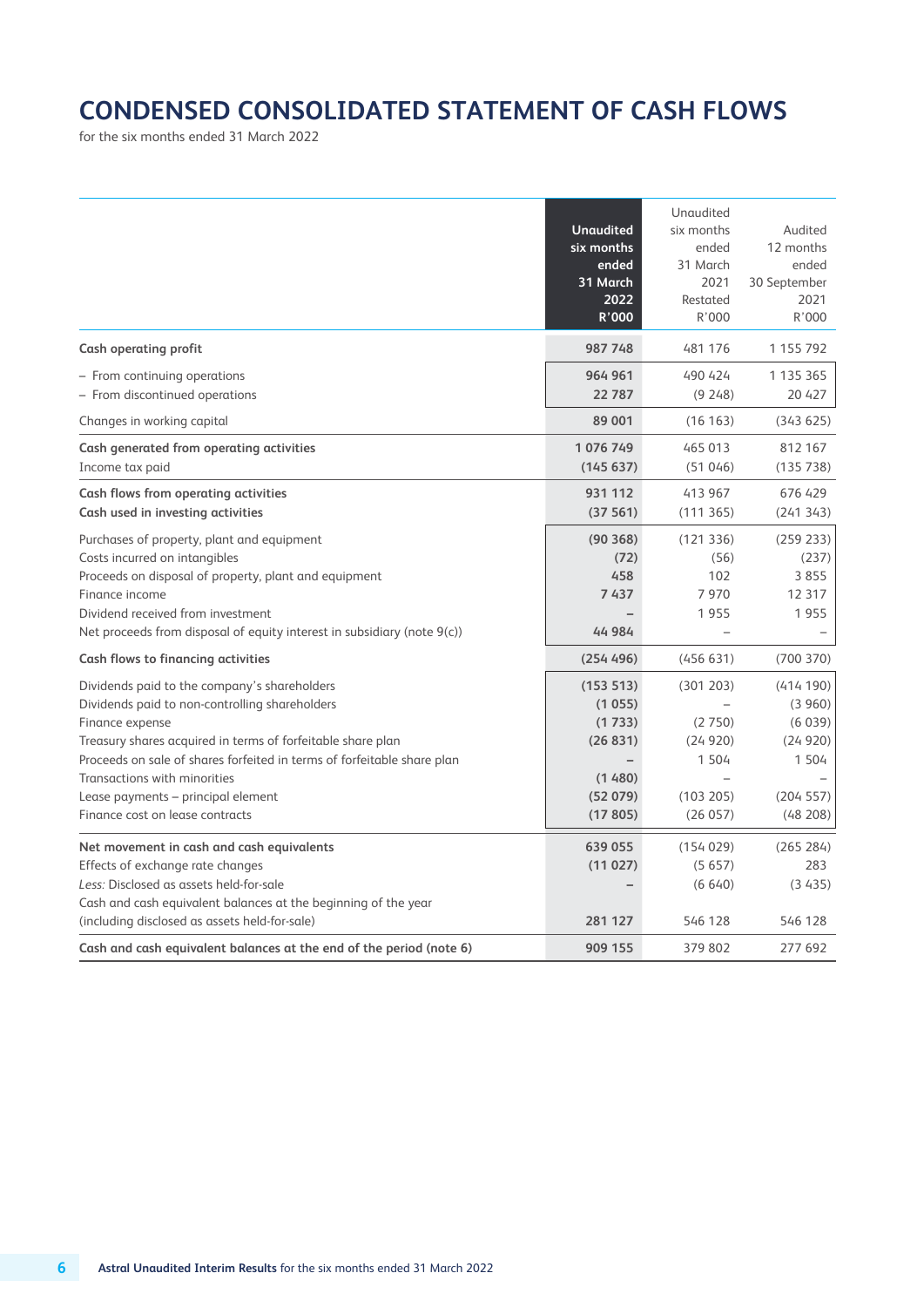# CONDENSED CONSOLIDATED STATEMENT OF CASH FLOWS

for the six months ended 31 March 2022

| | **Unaudited six months ended 31 March 2022 R'000** | Unaudited six months ended 31 March 2021 Restated R'000 | Audited 12 months ended 30 September 2021 R'000 |
|---|---|---|---|
| **Cash operating profit** | **987 748** | 481 176 | 1 155 792 |
| – From continuing operations | **964 961** | 490 424 | 1 135 365 |
| – From discontinued operations | **22 787** | (9 248) | 20 427 |
| Changes in working capital | **89 001** | (16 163) | (343 625) |
| **Cash generated from operating activities** | **1 076 749** | 465 013 | 812 167 |
| Income tax paid | **(145 637)** | (51 046) | (135 738) |
| **Cash flows from operating activities** | **931 112** | 413 967 | 676 429 |
| **Cash used in investing activities** | **(37 561)** | (111 365) | (241 343) |
| Purchases of property, plant and equipment | **(90 368)** | (121 336) | (259 233) |
| Costs incurred on intangibles | **(72)** | (56) | (237) |
| Proceeds on disposal of property, plant and equipment | **458** | 102 | 3 855 |
| Finance income | **7 437** | 7 970 | 12 317 |
| Dividend received from investment | **–** | 1 955 | 1 955 |
| Net proceeds from disposal of equity interest in subsidiary (note 9(c)) | **44 984** | – | – |
| **Cash flows to financing activities** | **(254 496)** | (456 631) | (700 370) |
| Dividends paid to the company's shareholders | **(153 513)** | (301 203) | (414 190) |
| Dividends paid to non-controlling shareholders | **(1 055)** | – | (3 960) |
| Finance expense | **(1 733)** | (2 750) | (6 039) |
| Treasury shares acquired in terms of forfeitable share plan | **(26 831)** | (24 920) | (24 920) |
| Proceeds on sale of shares forfeited in terms of forfeitable share plan | **–** | 1 504 | 1 504 |
| Transactions with minorities | **(1 480)** | – | – |
| Lease payments – principal element | **(52 079)** | (103 205) | (204 557) |
| Finance cost on lease contracts | **(17 805)** | (26 057) | (48 208) |
| **Net movement in cash and cash equivalents** | **639 055** | (154 029) | (265 284) |
| Effects of exchange rate changes | **(11 027)** | (5 657) | 283 |
| *Less:* Disclosed as assets held-for-sale | **–** | (6 640) | (3 435) |
| Cash and cash equivalent balances at the beginning of the year (including disclosed as assets held-for-sale) | **281 127** | 546 128 | 546 128 |
| **Cash and cash equivalent balances at the end of the period (note 6)** | **909 155** | 379 802 | 277 692 |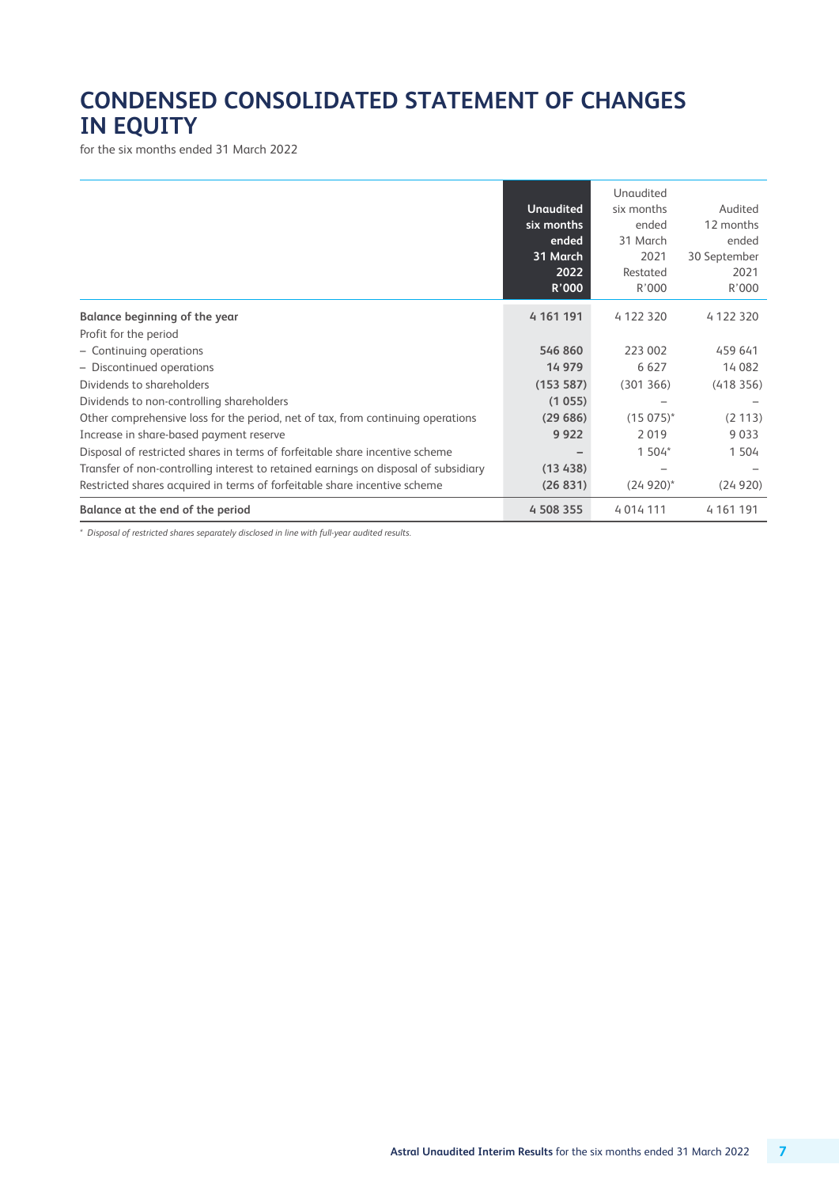# CONDENSED CONSOLIDATED STATEMENT OF CHANGES IN EQUITY

for the six months ended 31 March 2022

| | **Unaudited six months ended 31 March 2022 R'000** | Unaudited six months ended 31 March 2021 Restated R'000 | Audited 12 months ended 30 September 2021 R'000 |
|---|---|---|---|
| **Balance beginning of the year** | **4 161 191** | 4 122 320 | 4 122 320 |
| Profit for the period | | | |
| – Continuing operations | **546 860** | 223 002 | 459 641 |
| – Discontinued operations | **14 979** | 6 627 | 14 082 |
| Dividends to shareholders | **(153 587)** | (301 366) | (418 356) |
| Dividends to non-controlling shareholders | **(1 055)** | – | – |
| Other comprehensive loss for the period, net of tax, from continuing operations | **(29 686)** | (15 075)* | (2 113) |
| Increase in share-based payment reserve | **9 922** | 2 019 | 9 033 |
| Disposal of restricted shares in terms of forfeitable share incentive scheme | **–** | 1 504* | 1 504 |
| Transfer of non-controlling interest to retained earnings on disposal of subsidiary | **(13 438)** | – | – |
| Restricted shares acquired in terms of forfeitable share incentive scheme | **(26 831)** | (24 920)* | (24 920) |
| **Balance at the end of the period** | **4 508 355** | 4 014 111 | 4 161 191 |

\* *Disposal of restricted shares separately disclosed in line with full-year audited results.*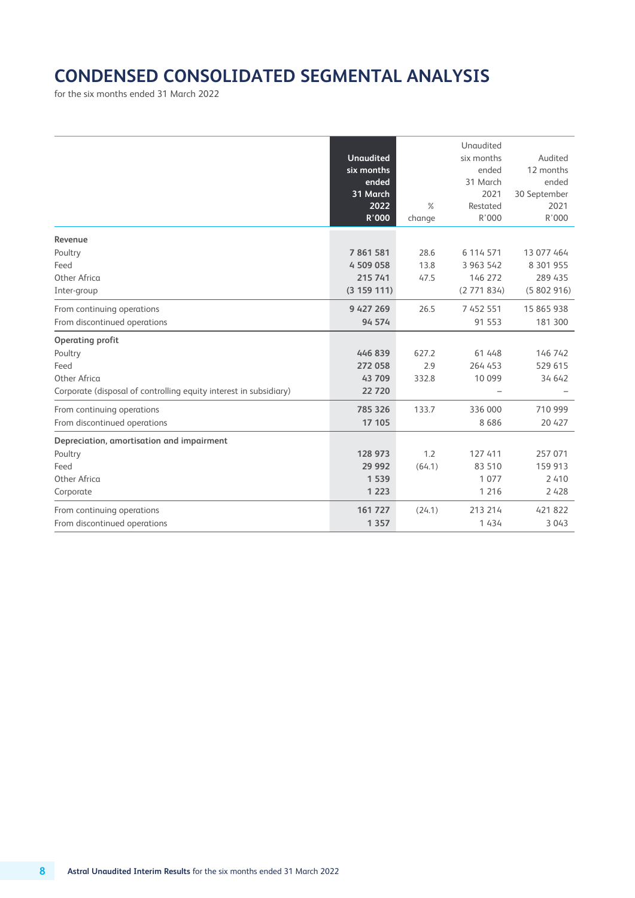# CONDENSED CONSOLIDATED SEGMENTAL ANALYSIS

for the six months ended 31 March 2022

| | Unaudited six months ended 31 March 2022 R'000 | % change | Unaudited six months ended 31 March 2021 Restated R'000 | Audited 12 months ended 30 September 2021 R'000 |
|---|---|---|---|---|
| **Revenue** | | | | |
| Poultry | **7 861 581** | 28.6 | 6 114 571 | 13 077 464 |
| Feed | **4 509 058** | 13.8 | 3 963 542 | 8 301 955 |
| Other Africa | **215 741** | 47.5 | 146 272 | 289 435 |
| Inter-group | **(3 159 111)** | | (2 771 834) | (5 802 916) |
| From continuing operations | **9 427 269** | 26.5 | 7 452 551 | 15 865 938 |
| From discontinued operations | **94 574** | | 91 553 | 181 300 |
| **Operating profit** | | | | |
| Poultry | **446 839** | 627.2 | 61 448 | 146 742 |
| Feed | **272 058** | 2.9 | 264 453 | 529 615 |
| Other Africa | **43 709** | 332.8 | 10 099 | 34 642 |
| Corporate (disposal of controlling equity interest in subsidiary) | **22 720** | | – | – |
| From continuing operations | **785 326** | 133.7 | 336 000 | 710 999 |
| From discontinued operations | **17 105** | | 8 686 | 20 427 |
| **Depreciation, amortisation and impairment** | | | | |
| Poultry | **128 973** | 1.2 | 127 411 | 257 071 |
| Feed | **29 992** | (64.1) | 83 510 | 159 913 |
| Other Africa | **1 539** | | 1 077 | 2 410 |
| Corporate | **1 223** | | 1 216 | 2 428 |
| From continuing operations | **161 727** | (24.1) | 213 214 | 421 822 |
| From discontinued operations | **1 357** | | 1 434 | 3 043 |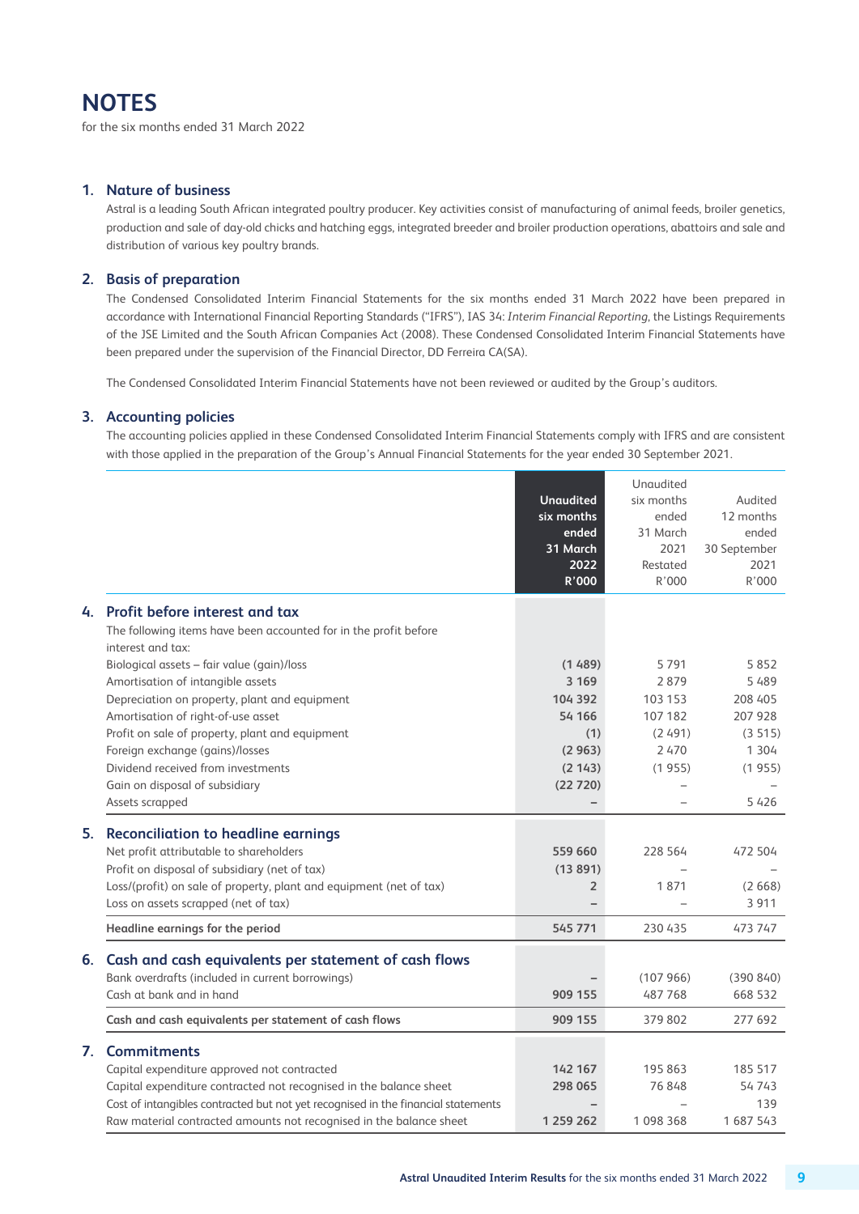# NOTES

for the six months ended 31 March 2022

## 1. Nature of business

Astral is a leading South African integrated poultry producer. Key activities consist of manufacturing of animal feeds, broiler genetics, production and sale of day-old chicks and hatching eggs, integrated breeder and broiler production operations, abattoirs and sale and distribution of various key poultry brands.

## 2. Basis of preparation

The Condensed Consolidated Interim Financial Statements for the six months ended 31 March 2022 have been prepared in accordance with International Financial Reporting Standards ("IFRS"), IAS 34: *Interim Financial Reporting*, the Listings Requirements of the JSE Limited and the South African Companies Act (2008). These Condensed Consolidated Interim Financial Statements have been prepared under the supervision of the Financial Director, DD Ferreira CA(SA).

The Condensed Consolidated Interim Financial Statements have not been reviewed or audited by the Group's auditors.

## 3. Accounting policies

The accounting policies applied in these Condensed Consolidated Interim Financial Statements comply with IFRS and are consistent with those applied in the preparation of the Group's Annual Financial Statements for the year ended 30 September 2021.

| | **Unaudited six months ended 31 March 2022 R'000** | Unaudited six months ended 31 March 2021 Restated R'000 | Audited 12 months ended 30 September 2021 R'000 |
|---|---|---|---|
| **4. Profit before interest and tax** | | | |
| The following items have been accounted for in the profit before interest and tax: | | | |
| Biological assets – fair value (gain)/loss | **(1 489)** | 5 791 | 5 852 |
| Amortisation of intangible assets | **3 169** | 2 879 | 5 489 |
| Depreciation on property, plant and equipment | **104 392** | 103 153 | 208 405 |
| Amortisation of right-of-use asset | **54 166** | 107 182 | 207 928 |
| Profit on sale of property, plant and equipment | **(1)** | (2 491) | (3 515) |
| Foreign exchange (gains)/losses | **(2 963)** | 2 470 | 1 304 |
| Dividend received from investments | **(2 143)** | (1 955) | (1 955) |
| Gain on disposal of subsidiary | **(22 720)** | – | – |
| Assets scrapped | **–** | – | 5 426 |
| **5. Reconciliation to headline earnings** | | | |
| Net profit attributable to shareholders | **559 660** | 228 564 | 472 504 |
| Profit on disposal of subsidiary (net of tax) | **(13 891)** | – | – |
| Loss/(profit) on sale of property, plant and equipment (net of tax) | **2** | 1 871 | (2 668) |
| Loss on assets scrapped (net of tax) | **–** | – | 3 911 |
| **Headline earnings for the period** | **545 771** | 230 435 | 473 747 |
| **6. Cash and cash equivalents per statement of cash flows** | | | |
| Bank overdrafts (included in current borrowings) | **–** | (107 966) | (390 840) |
| Cash at bank and in hand | **909 155** | 487 768 | 668 532 |
| **Cash and cash equivalents per statement of cash flows** | **909 155** | 379 802 | 277 692 |
| **7. Commitments** | | | |
| Capital expenditure approved not contracted | **142 167** | 195 863 | 185 517 |
| Capital expenditure contracted not recognised in the balance sheet | **298 065** | 76 848 | 54 743 |
| Cost of intangibles contracted but not yet recognised in the financial statements | **–** | – | 139 |
| Raw material contracted amounts not recognised in the balance sheet | **1 259 262** | 1 098 368 | 1 687 543 |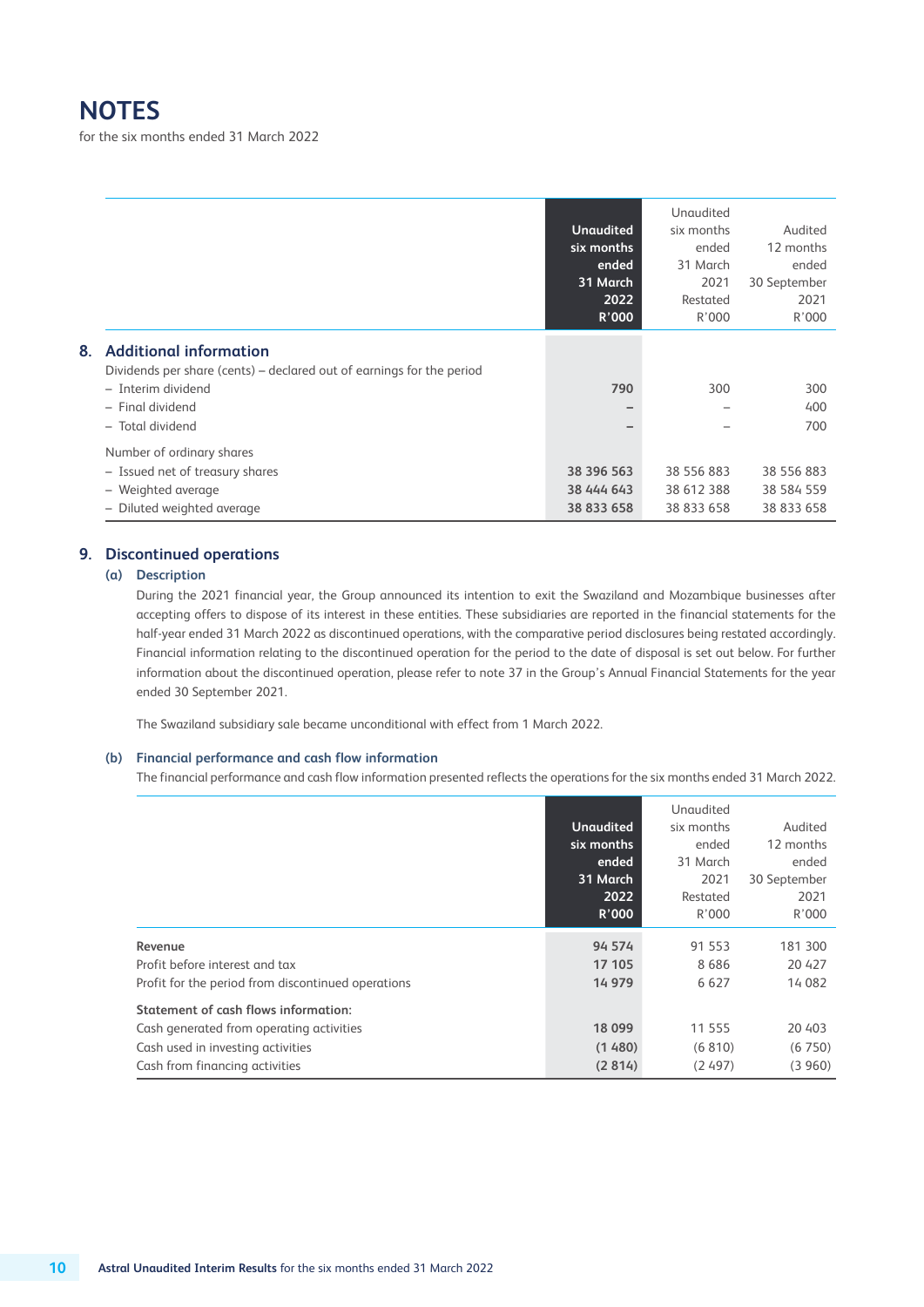# NOTES

for the six months ended 31 March 2022

| | **Unaudited six months ended 31 March 2022 R'000** | Unaudited six months ended 31 March 2021 Restated R'000 | Audited 12 months ended 30 September 2021 R'000 |
|---|---|---|---|
| **8. Additional information** | | | |
| Dividends per share (cents) – declared out of earnings for the period | | | |
| – Interim dividend | **790** | 300 | 300 |
| – Final dividend | **–** | – | 400 |
| – Total dividend | **–** | – | 700 |
| Number of ordinary shares | | | |
| – Issued net of treasury shares | **38 396 563** | 38 556 883 | 38 556 883 |
| – Weighted average | **38 444 643** | 38 612 388 | 38 584 559 |
| – Diluted weighted average | **38 833 658** | 38 833 658 | 38 833 658 |

## 9. Discontinued operations

### (a) Description

During the 2021 financial year, the Group announced its intention to exit the Swaziland and Mozambique businesses after accepting offers to dispose of its interest in these entities. These subsidiaries are reported in the financial statements for the half-year ended 31 March 2022 as discontinued operations, with the comparative period disclosures being restated accordingly. Financial information relating to the discontinued operation for the period to the date of disposal is set out below. For further information about the discontinued operation, please refer to note 37 in the Group's Annual Financial Statements for the year ended 30 September 2021.

The Swaziland subsidiary sale became unconditional with effect from 1 March 2022.

### (b) Financial performance and cash flow information

The financial performance and cash flow information presented reflects the operations for the six months ended 31 March 2022.

| | **Unaudited six months ended 31 March 2022 R'000** | Unaudited six months ended 31 March 2021 Restated R'000 | Audited 12 months ended 30 September 2021 R'000 |
|---|---|---|---|
| **Revenue** | **94 574** | 91 553 | 181 300 |
| Profit before interest and tax | **17 105** | 8 686 | 20 427 |
| Profit for the period from discontinued operations | **14 979** | 6 627 | 14 082 |
| **Statement of cash flows information:** | | | |
| Cash generated from operating activities | **18 099** | 11 555 | 20 403 |
| Cash used in investing activities | **(1 480)** | (6 810) | (6 750) |
| Cash from financing activities | **(2 814)** | (2 497) | (3 960) |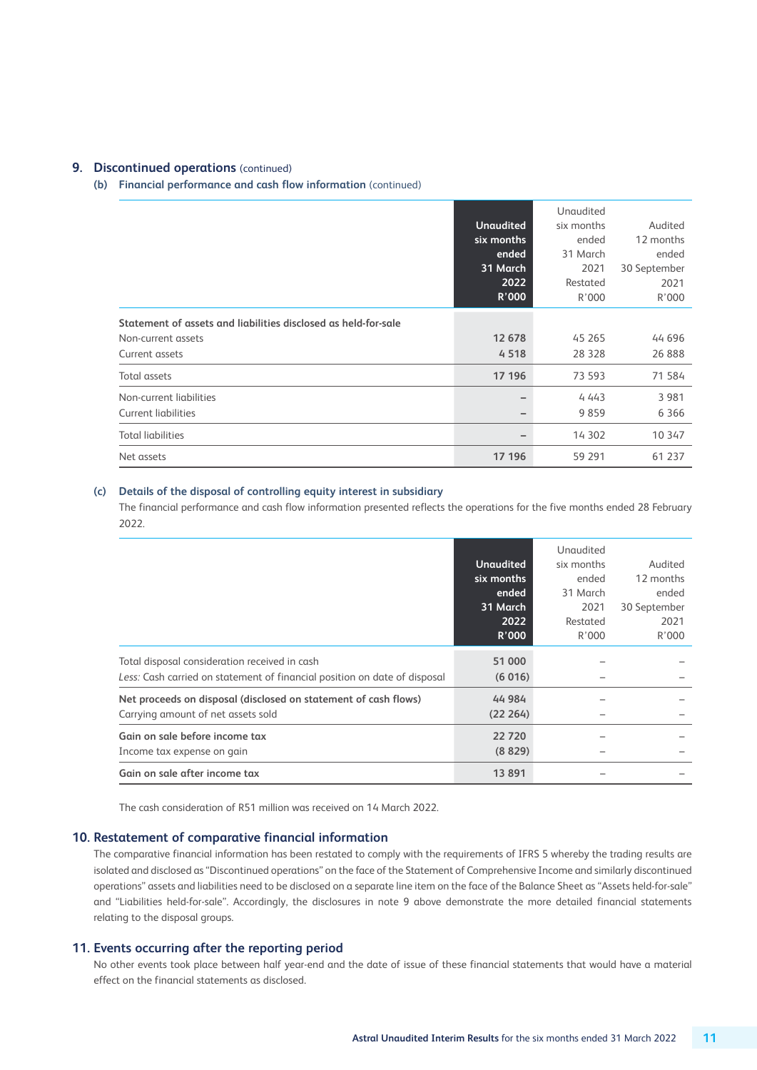## 9. Discontinued operations (continued)

### (b) Financial performance and cash flow information (continued)

| | Unaudited six months ended 31 March 2022 R'000 | Unaudited six months ended 31 March 2021 Restated R'000 | Audited 12 months ended 30 September 2021 R'000 |
|---|---|---|---|
| **Statement of assets and liabilities disclosed as held-for-sale** | | | |
| Non-current assets | **12 678** | 45 265 | 44 696 |
| Current assets | **4 518** | 28 328 | 26 888 |
| Total assets | **17 196** | 73 593 | 71 584 |
| Non-current liabilities | **–** | 4 443 | 3 981 |
| Current liabilities | **–** | 9 859 | 6 366 |
| Total liabilities | **–** | 14 302 | 10 347 |
| Net assets | **17 196** | 59 291 | 61 237 |

### (c) Details of the disposal of controlling equity interest in subsidiary

The financial performance and cash flow information presented reflects the operations for the five months ended 28 February 2022.

| | Unaudited six months ended 31 March 2022 R'000 | Unaudited six months ended 31 March 2021 Restated R'000 | Audited 12 months ended 30 September 2021 R'000 |
|---|---|---|---|
| Total disposal consideration received in cash | **51 000** | – | – |
| *Less:* Cash carried on statement of financial position on date of disposal | **(6 016)** | – | – |
| **Net proceeds on disposal (disclosed on statement of cash flows)** | **44 984** | – | – |
| Carrying amount of net assets sold | **(22 264)** | – | – |
| **Gain on sale before income tax** | **22 720** | – | – |
| Income tax expense on gain | **(8 829)** | – | – |
| **Gain on sale after income tax** | **13 891** | – | – |

The cash consideration of R51 million was received on 14 March 2022.

## 10. Restatement of comparative financial information

The comparative financial information has been restated to comply with the requirements of IFRS 5 whereby the trading results are isolated and disclosed as "Discontinued operations" on the face of the Statement of Comprehensive Income and similarly discontinued operations" assets and liabilities need to be disclosed on a separate line item on the face of the Balance Sheet as "Assets held-for-sale" and "Liabilities held-for-sale". Accordingly, the disclosures in note 9 above demonstrate the more detailed financial statements relating to the disposal groups.

## 11. Events occurring after the reporting period

No other events took place between half year-end and the date of issue of these financial statements that would have a material effect on the financial statements as disclosed.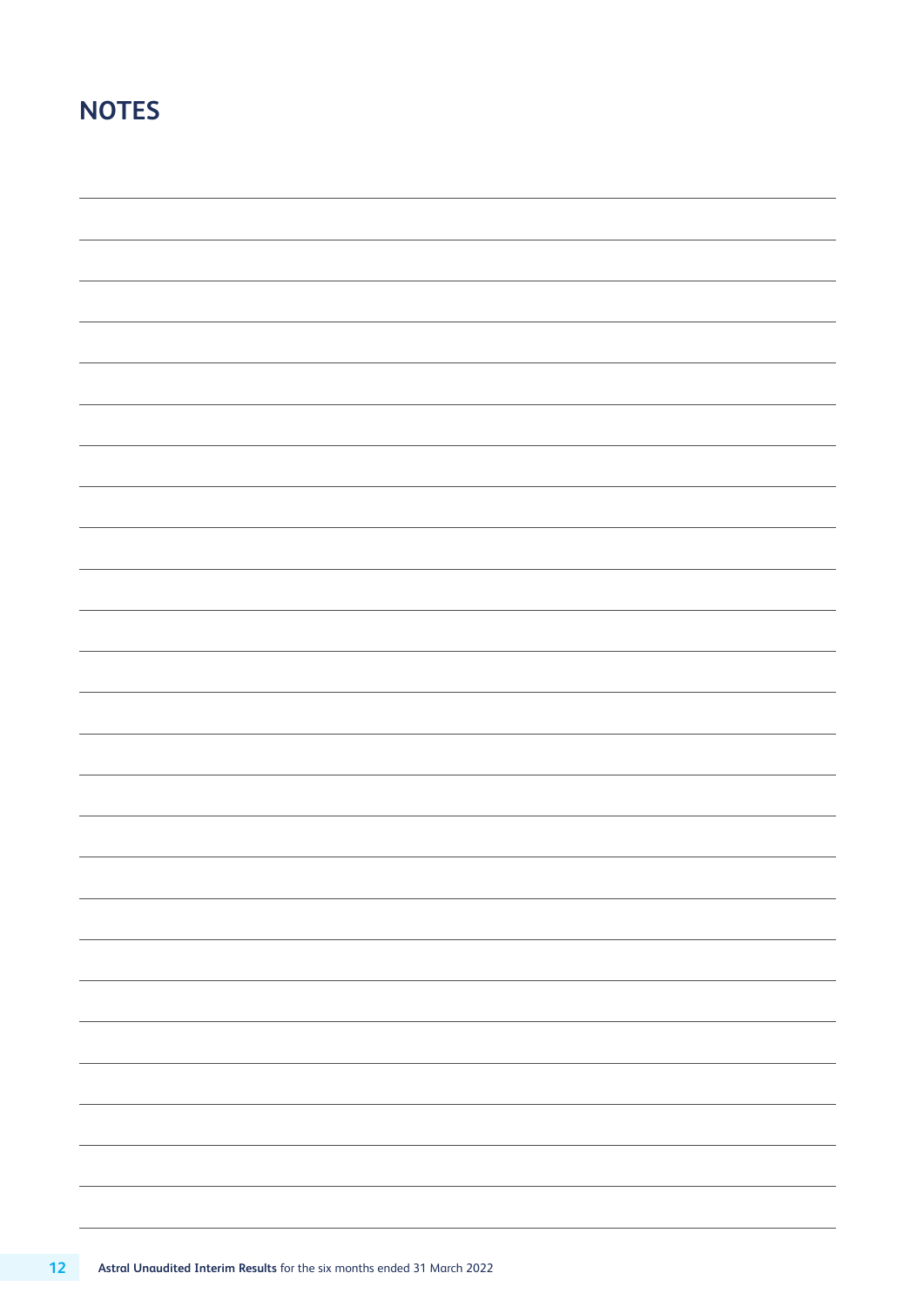# NOTES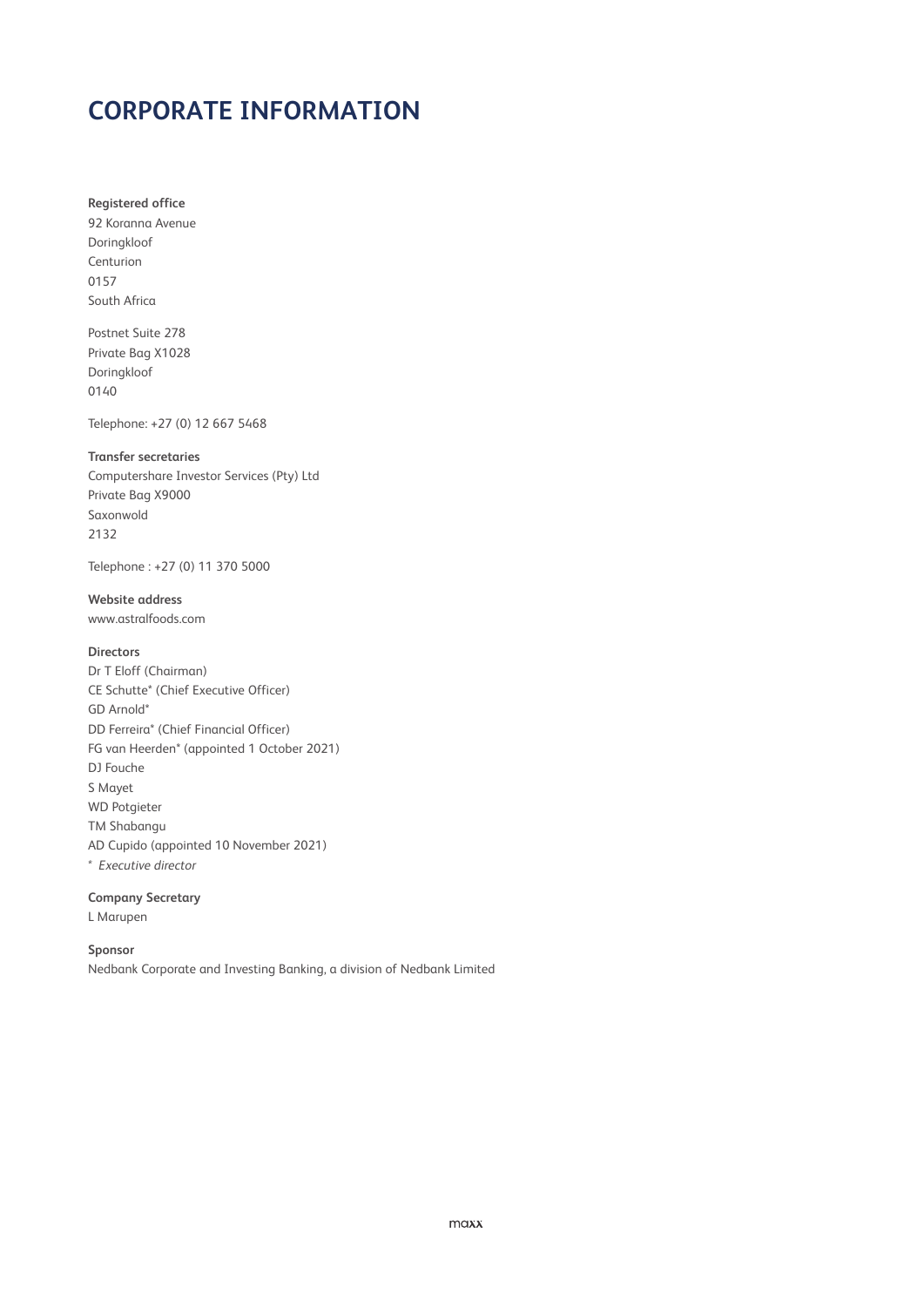# CORPORATE INFORMATION

**Registered office**
92 Koranna Avenue
Doringkloof
Centurion
0157
South Africa

Postnet Suite 278
Private Bag X1028
Doringkloof
0140

Telephone: +27 (0) 12 667 5468

**Transfer secretaries**
Computershare Investor Services (Pty) Ltd
Private Bag X9000
Saxonwold
2132

Telephone : +27 (0) 11 370 5000

**Website address**
www.astralfoods.com

**Directors**
Dr T Eloff (Chairman)
CE Schutte* (Chief Executive Officer)
GD Arnold*
DD Ferreira* (Chief Financial Officer)
FG van Heerden* (appointed 1 October 2021)
DJ Fouche
S Mayet
WD Potgieter
TM Shabangu
AD Cupido (appointed 10 November 2021)
\* *Executive director*

**Company Secretary**
L Marupen

**Sponsor**
Nedbank Corporate and Investing Banking, a division of Nedbank Limited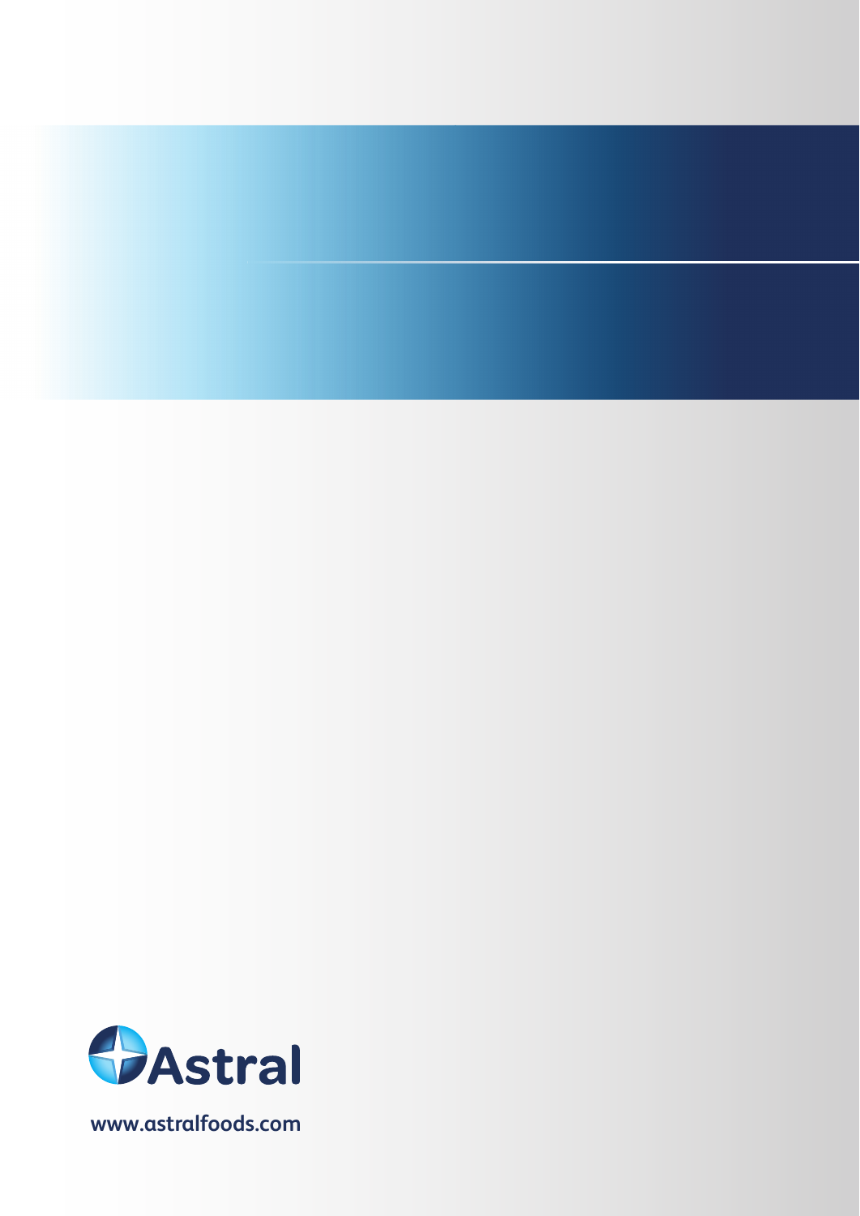Astral

www.astralfoods.com